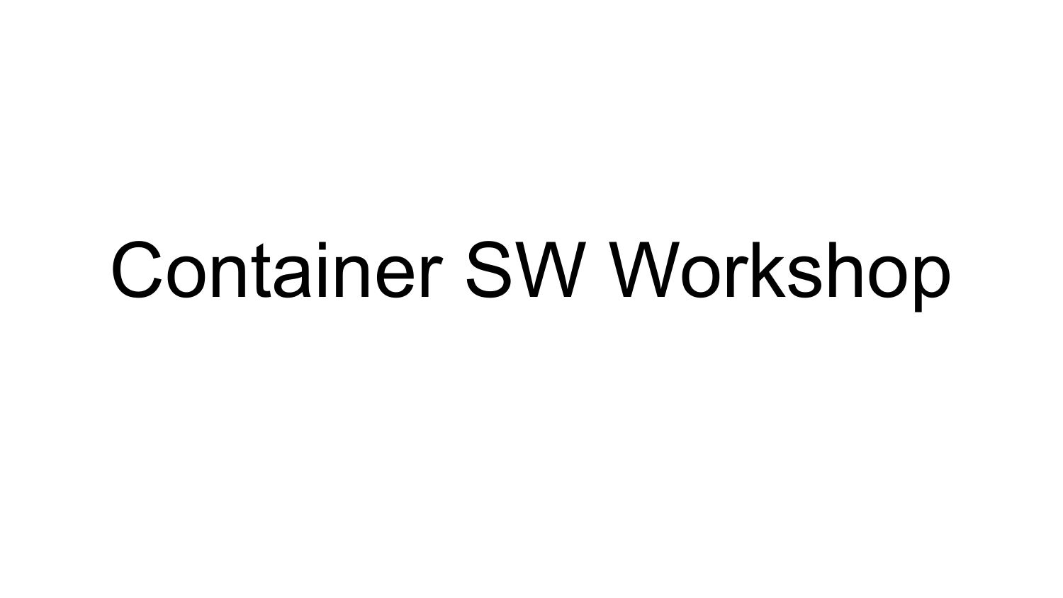# Container SW Workshop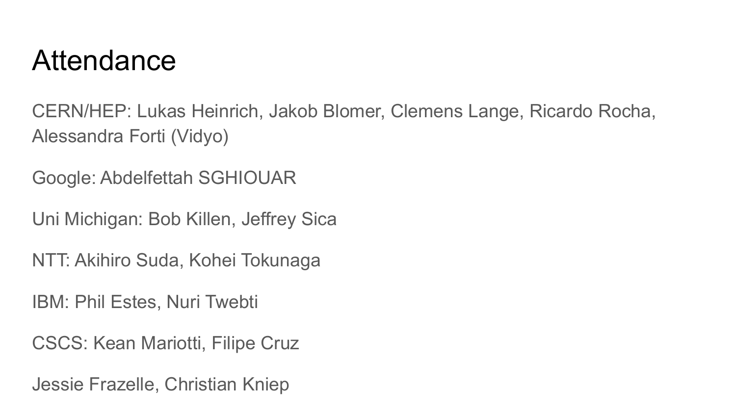# Attendance

CERN/HEP: Lukas Heinrich, Jakob Blomer, Clemens Lange, Ricardo Rocha, Alessandra Forti (Vidyo)

Google: Abdelfettah SGHIOUAR

Uni Michigan: Bob Killen, Jeffrey Sica

NTT: Akihiro Suda, Kohei Tokunaga

IBM: Phil Estes, Nuri Twebti

CSCS: Kean Mariotti, Filipe Cruz

Jessie Frazelle, Christian Kniep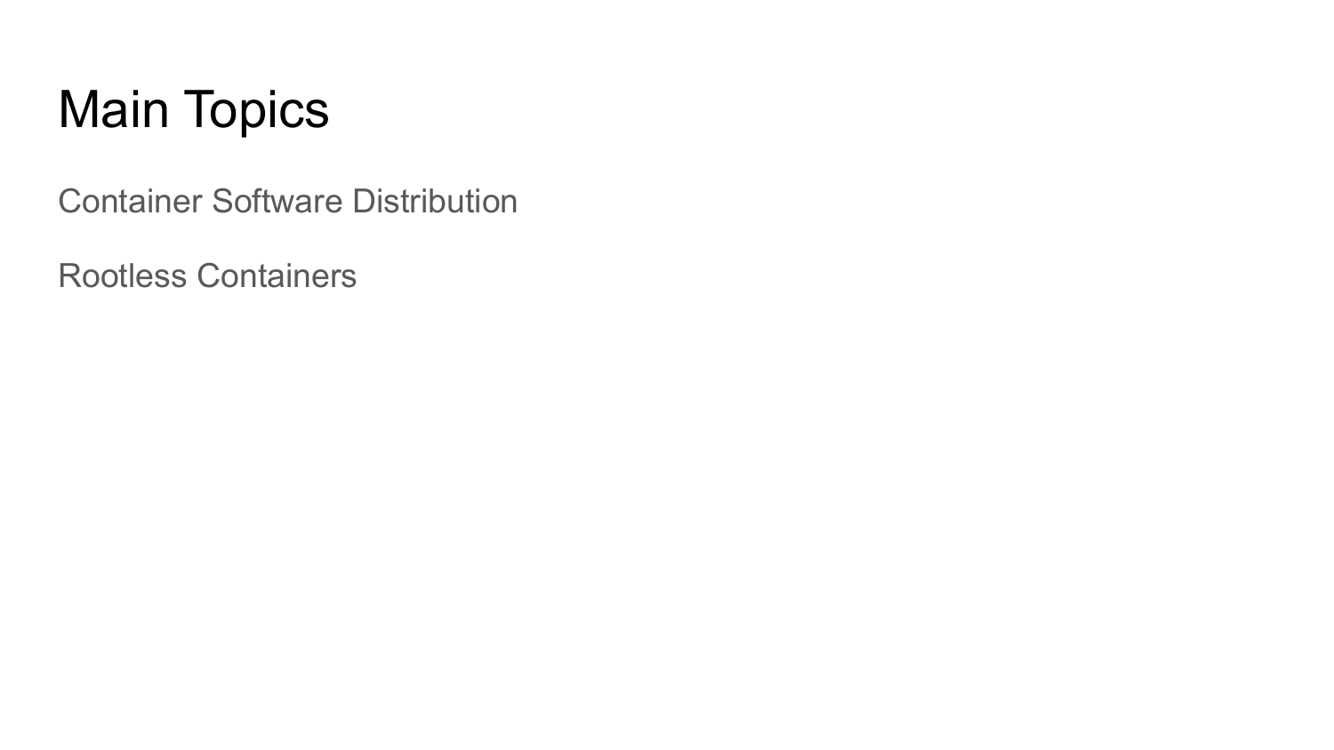# Main Topics

Container Software Distribution

Rootless Containers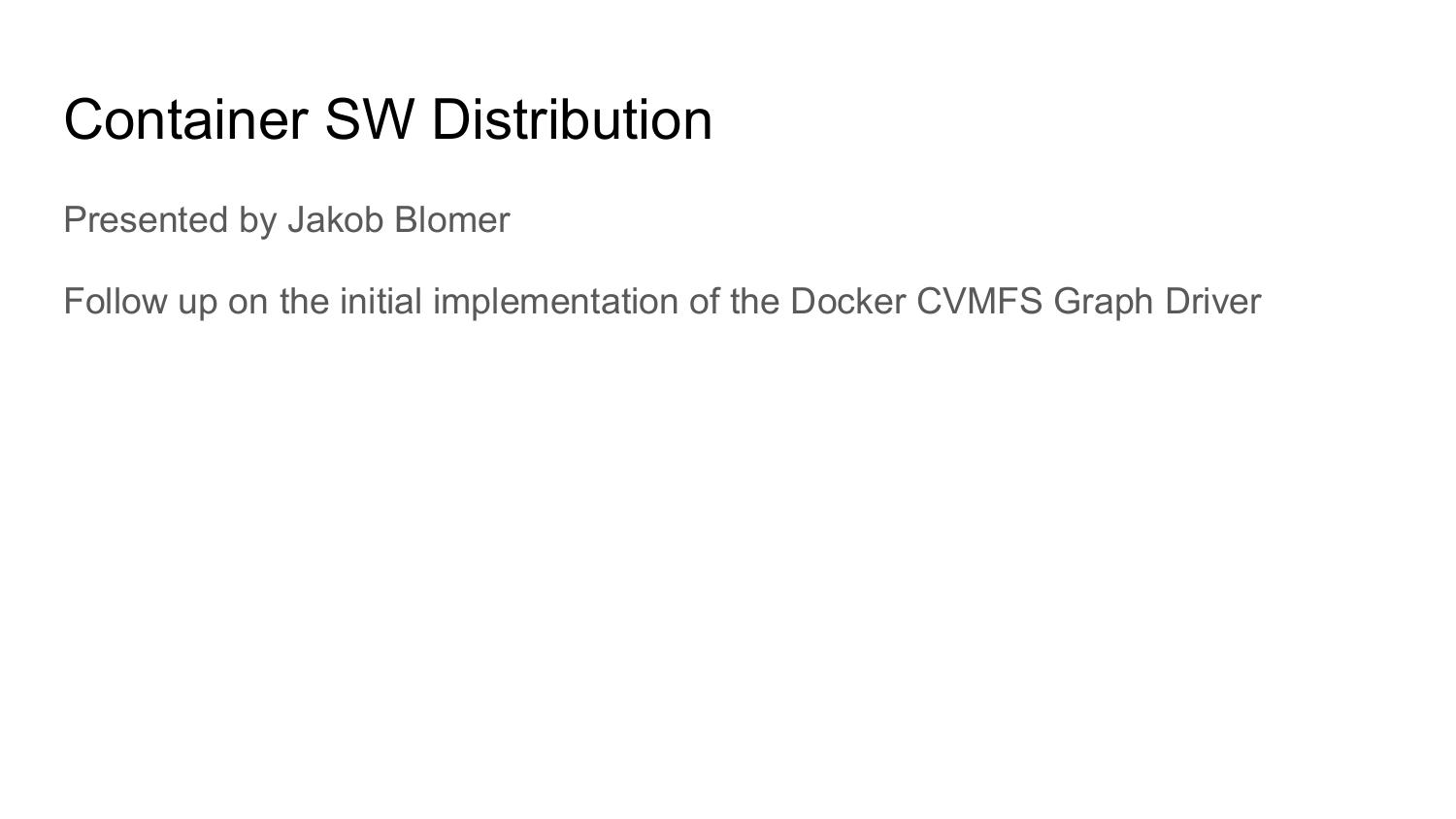# Container SW Distribution

Presented by Jakob Blomer

Follow up on the initial implementation of the Docker CVMFS Graph Driver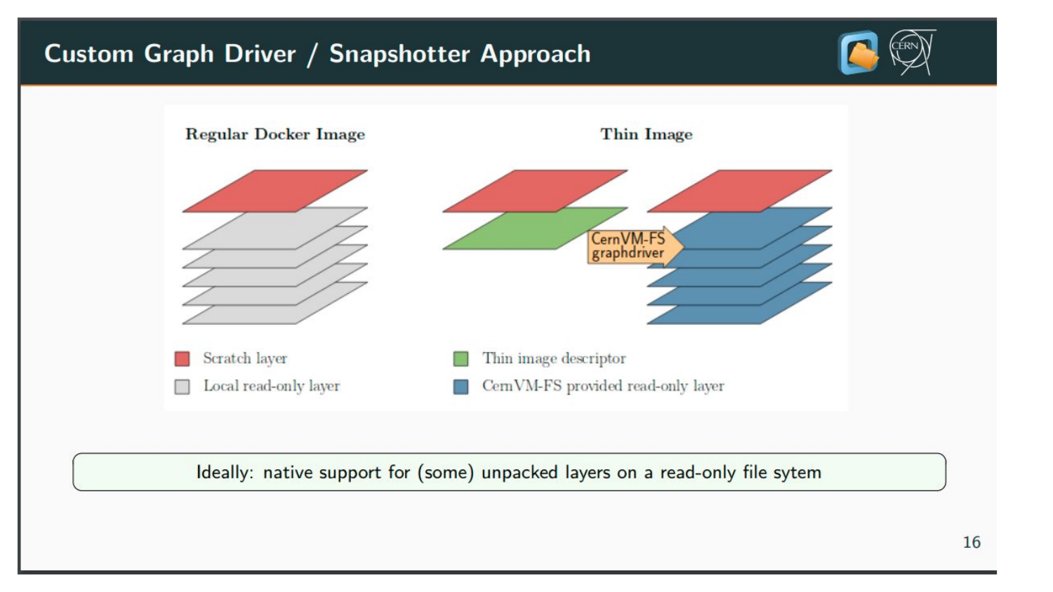# Custom Graph Driver / Snapshotter Approach

**Regular Docker Image** | **Thin Image**

CernVM-FS graphdriver

- Scratch layer
- Local read-only layer
- Thin image descriptor
- CernVM-FS provided read-only layer

Ideally: native support for (some) unpacked layers on a read-only file sytem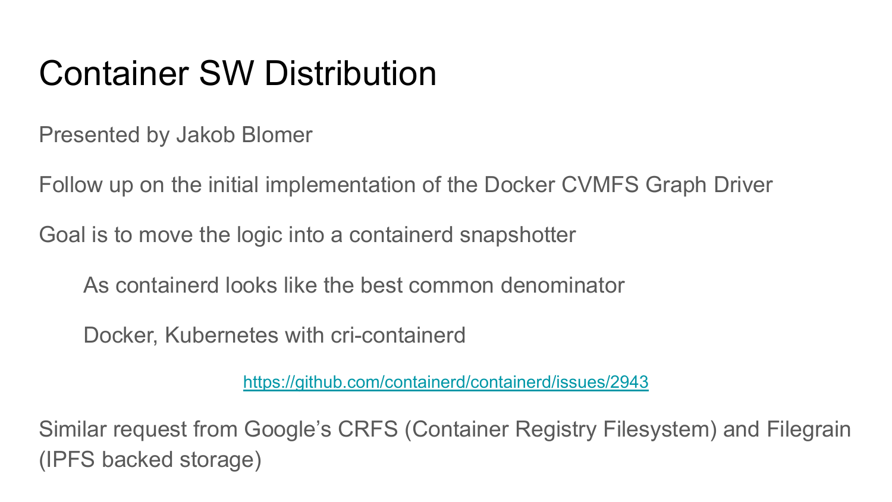# Container SW Distribution

Presented by Jakob Blomer

Follow up on the initial implementation of the Docker CVMFS Graph Driver

Goal is to move the logic into a containerd snapshotter

- As containerd looks like the best common denominator
- Docker, Kubernetes with cri-containerd

https://github.com/containerd/containerd/issues/2943

Similar request from Google's CRFS (Container Registry Filesystem) and Filegrain (IPFS backed storage)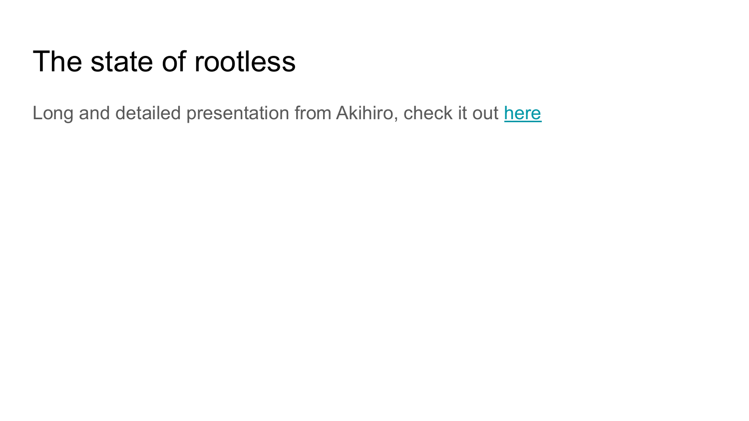# The state of rootless

Long and detailed presentation from Akihiro, check it out here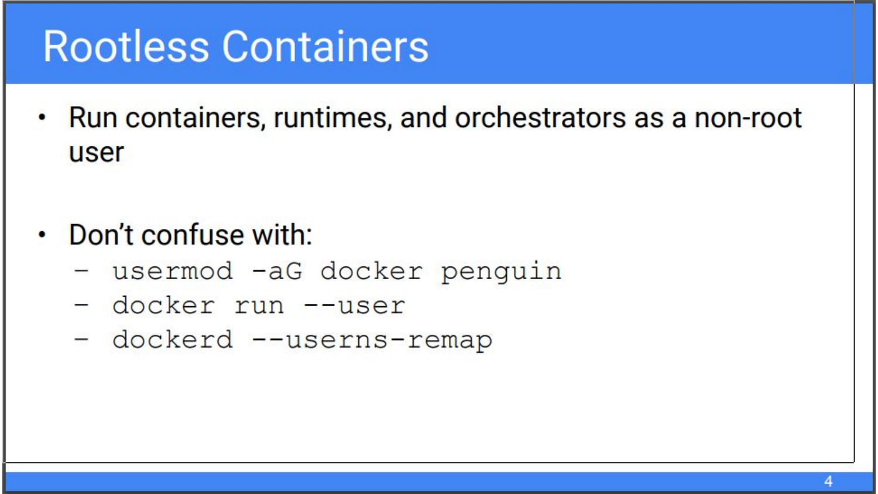# Rootless Containers

- Run containers, runtimes, and orchestrators as a non-root user

- Don't confuse with:
  - `usermod -aG docker penguin`
  - `docker run --user`
  - `dockerd --userns-remap`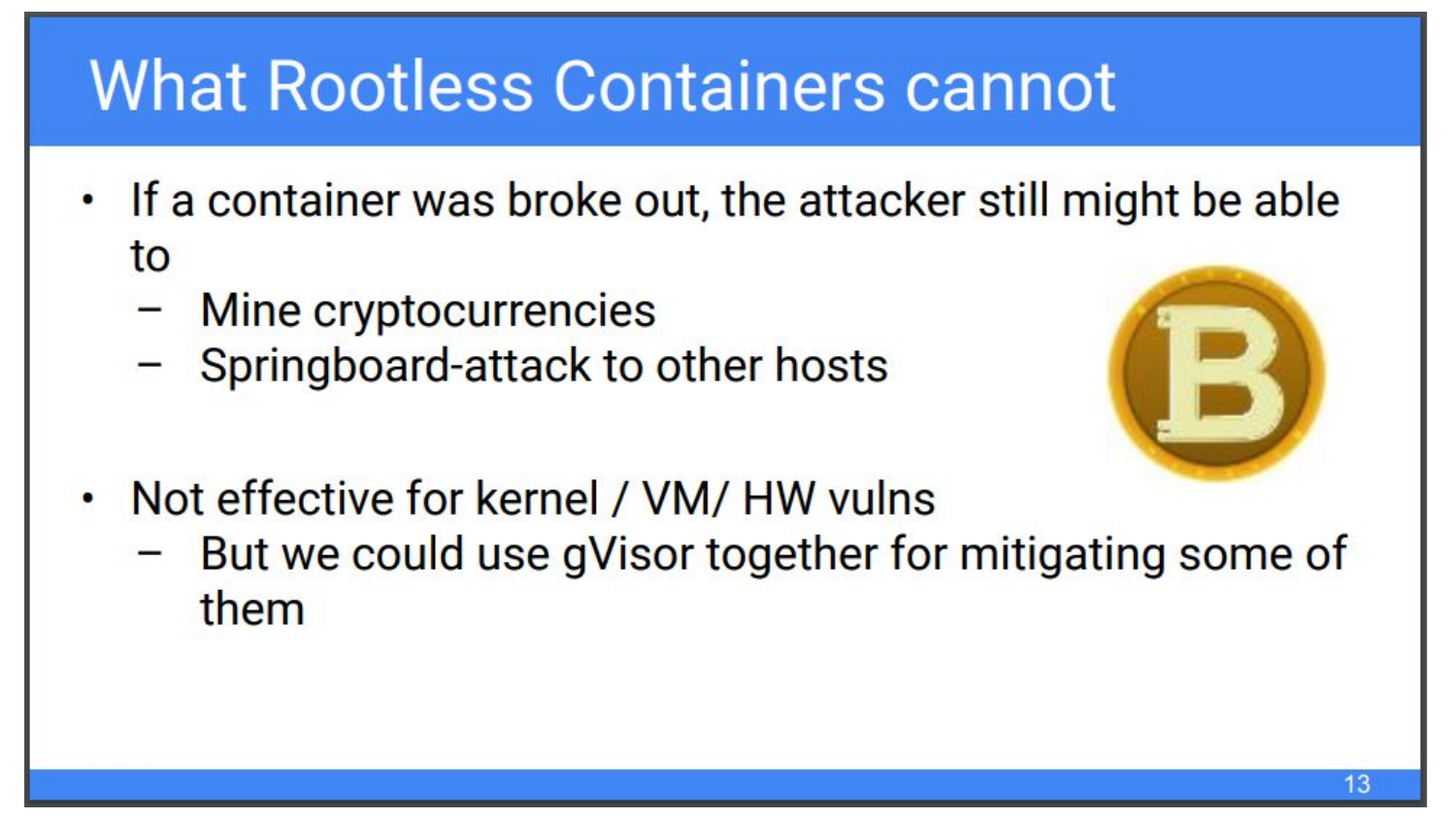# What Rootless Containers cannot

- If a container was broke out, the attacker still might be able to
  - Mine cryptocurrencies
  - Springboard-attack to other hosts
- Not effective for kernel / VM/ HW vulns
  - But we could use gVisor together for mitigating some of them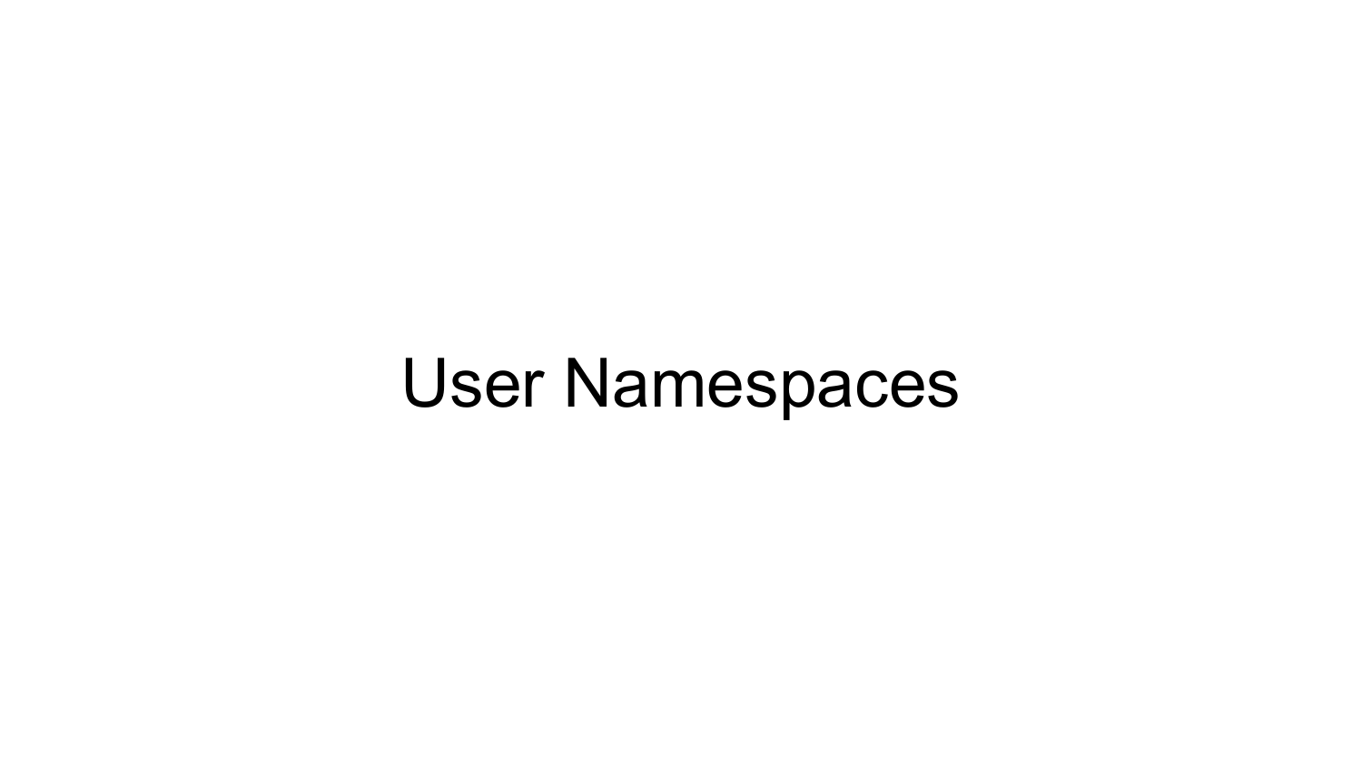# User Namespaces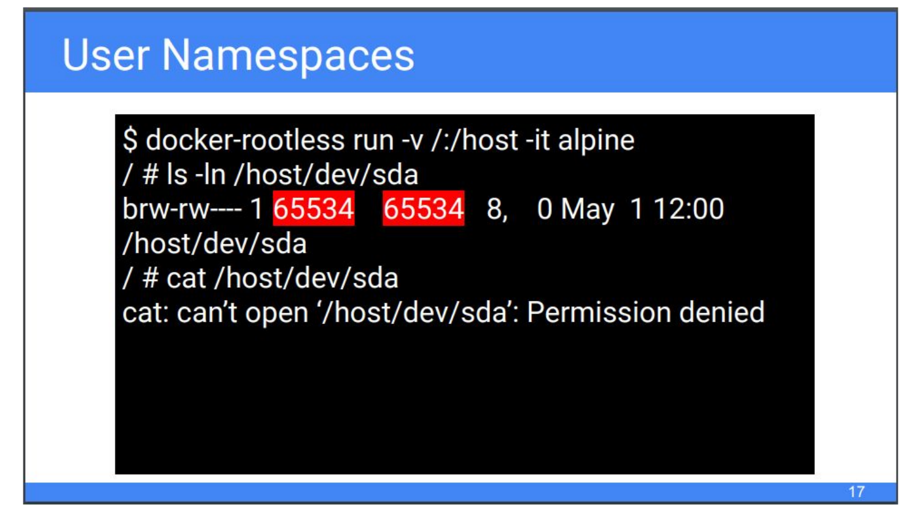# User Namespaces

```
$ docker-rootless run -v /:/host -it alpine
/ # ls -ln /host/dev/sda
brw-rw---- 1 65534   65534   8,   0 May  1 12:00
/host/dev/sda
/ # cat /host/dev/sda
cat: can't open '/host/dev/sda': Permission denied
```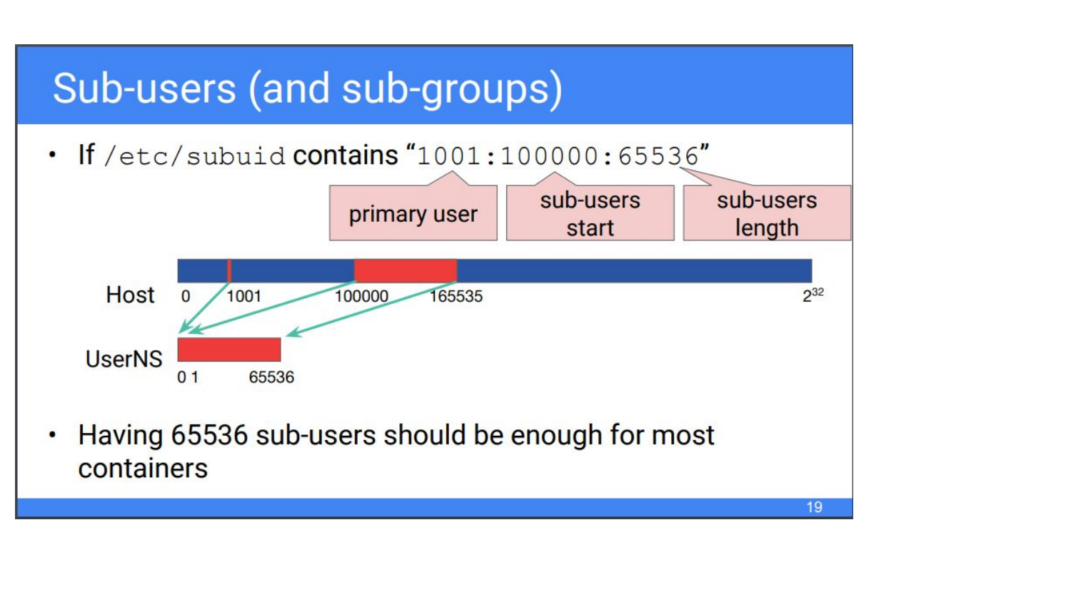# Sub-users (and sub-groups)

- If `/etc/subuid` contains "`1001:100000:65536`"
  - primary user: 1001
  - sub-users start: 100000
  - sub-users length: 65536

Host: 0, 1001, 100000, 165535, $2^{32}$

UserNS: 0 1, 65536

- Having 65536 sub-users should be enough for most containers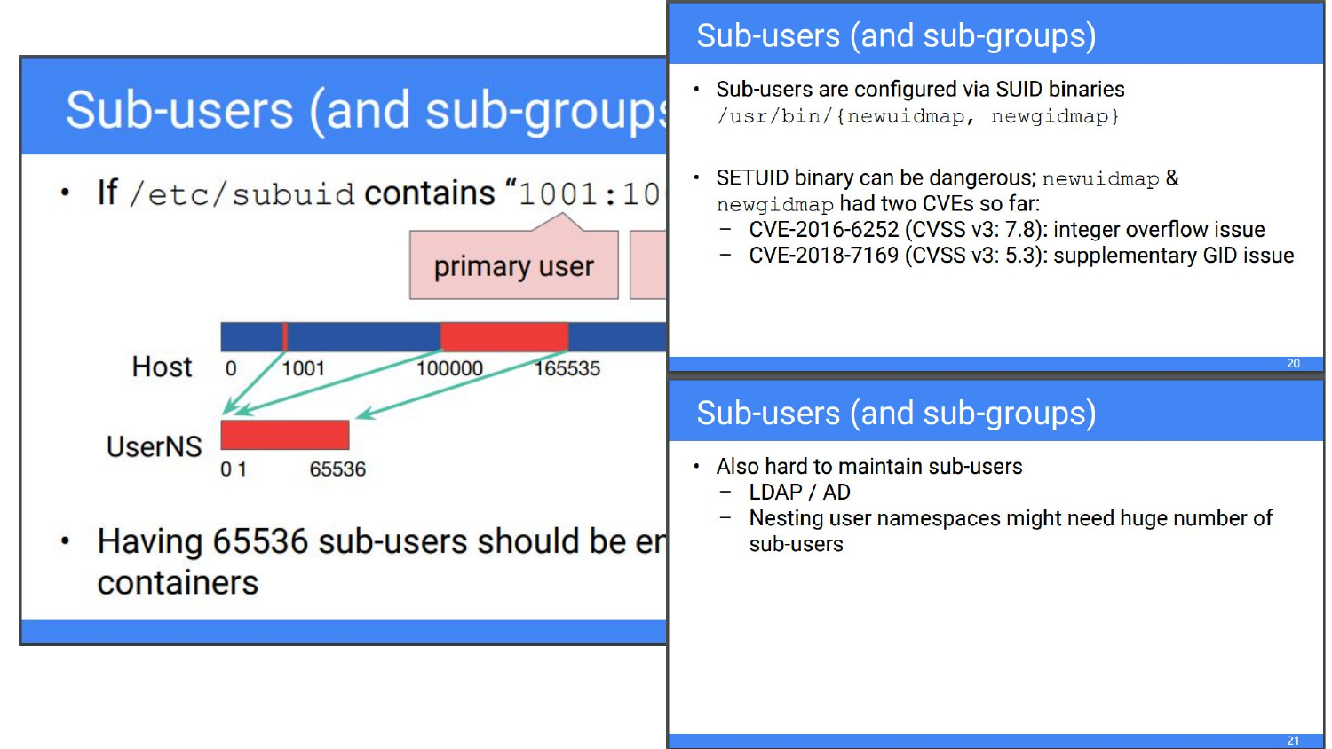# Sub-users (and sub-groups

- If /etc/subuid contains "1001:10

primary user

Host 0 1001 100000 165535

UserNS 0 1 65536

- Having 65536 sub-users should be en containers

# Sub-users (and sub-groups)

- Sub-users are configured via SUID binaries `/usr/bin/{newuidmap, newgidmap}`
- SETUID binary can be dangerous; `newuidmap` & `newgidmap` had two CVEs so far:
  - CVE-2016-6252 (CVSS v3: 7.8): integer overflow issue
  - CVE-2018-7169 (CVSS v3: 5.3): supplementary GID issue

# Sub-users (and sub-groups)

- Also hard to maintain sub-users
  - LDAP / AD
  - Nesting user namespaces might need huge number of sub-users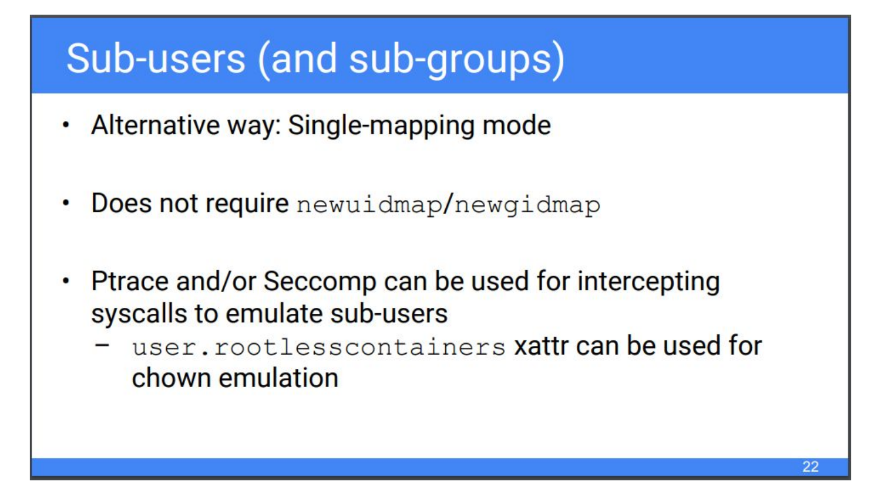# Sub-users (and sub-groups)

- Alternative way: Single-mapping mode
- Does not require `newuidmap`/`newgidmap`
- Ptrace and/or Seccomp can be used for intercepting syscalls to emulate sub-users
  - `user.rootlesscontainers` xattr can be used for chown emulation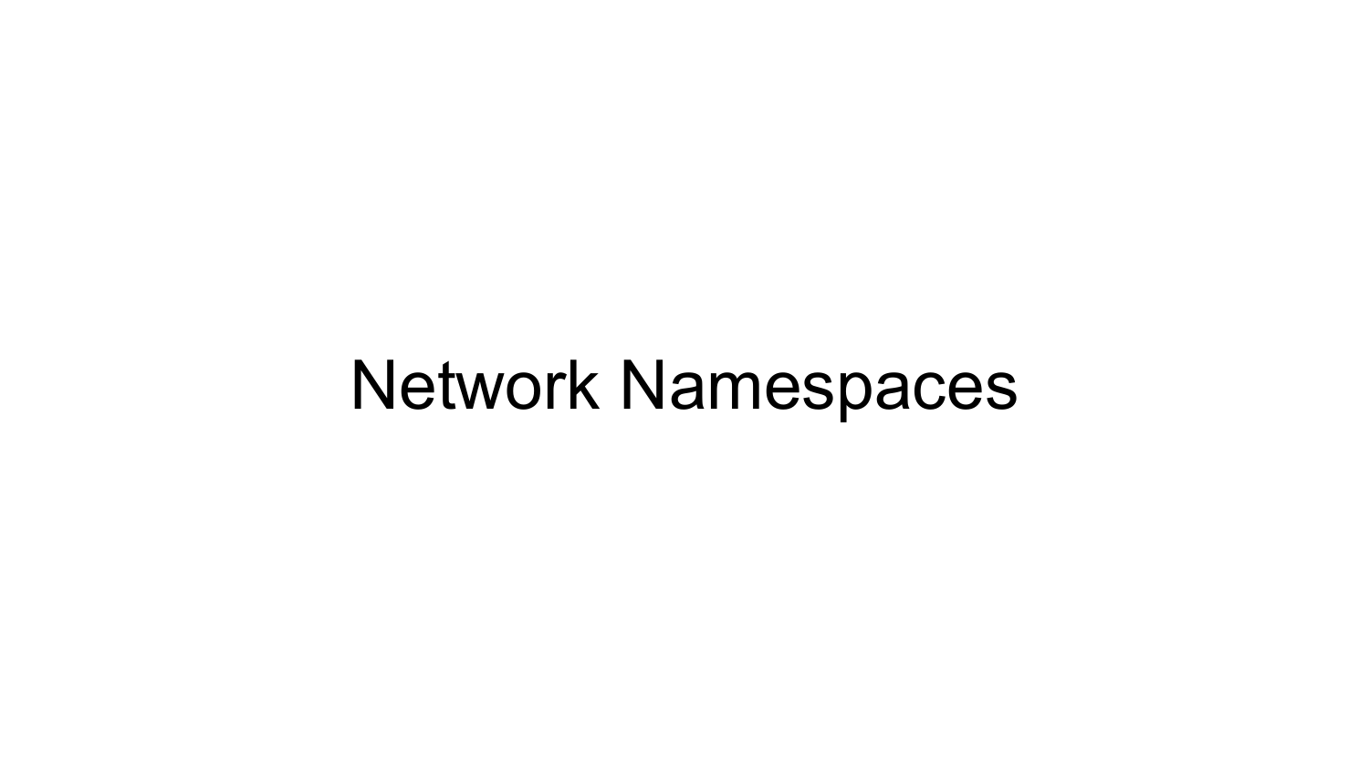# Network Namespaces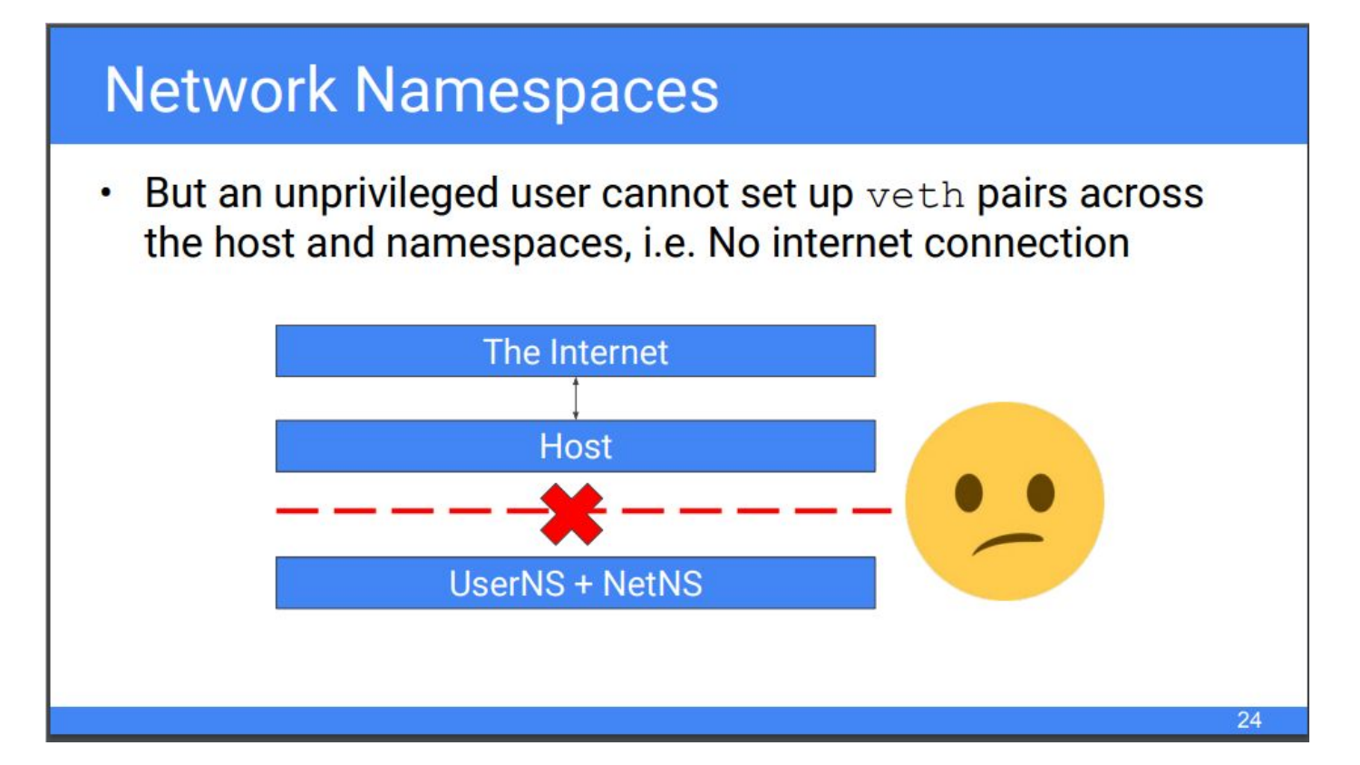# Network Namespaces

- But an unprivileged user cannot set up `veth` pairs across the host and namespaces, i.e. No internet connection

The Internet

Host

UserNS + NetNS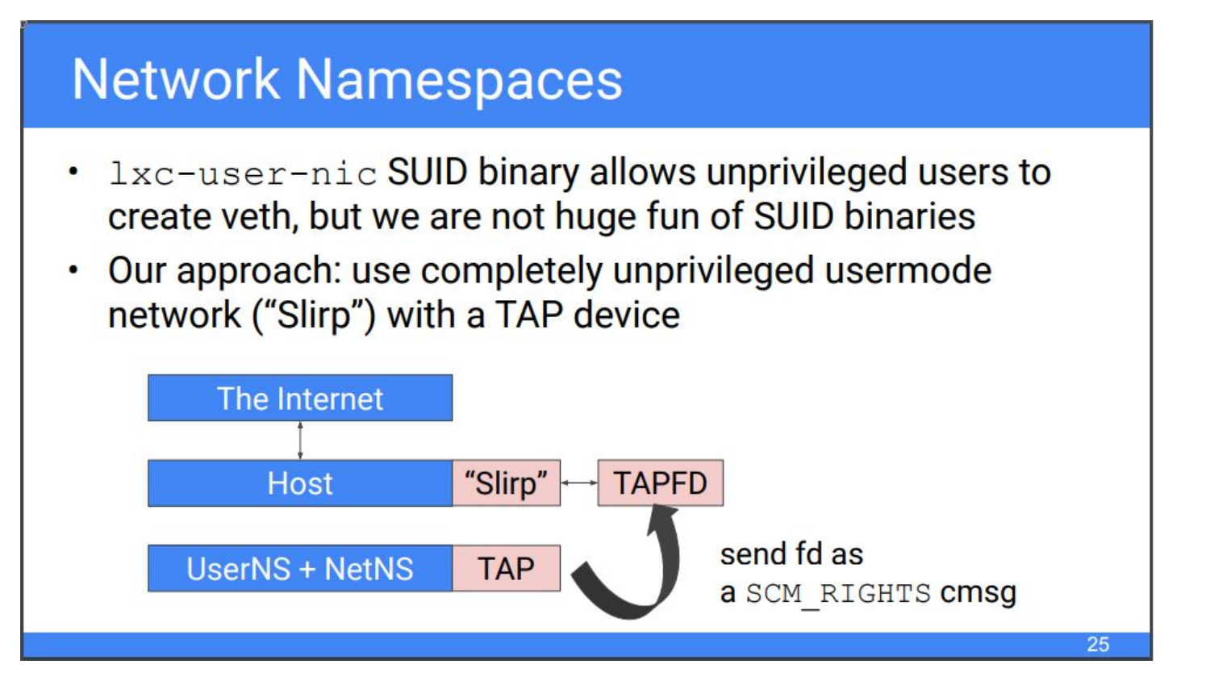# Network Namespaces

- `lxc-user-nic` SUID binary allows unprivileged users to create veth, but we are not huge fun of SUID binaries
- Our approach: use completely unprivileged usermode network (“Slirp”) with a TAP device

The Internet

Host | “Slirp” ⟷ TAPFD

UserNS + NetNS | TAP

send fd as a `SCM_RIGHTS` cmsg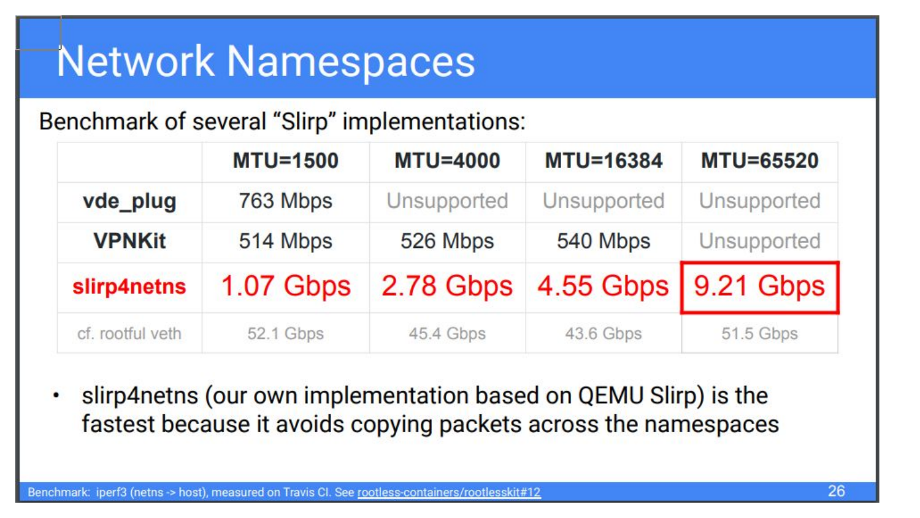# Network Namespaces

Benchmark of several “Slirp” implementations:

| | MTU=1500 | MTU=4000 | MTU=16384 | MTU=65520 |
|---|---|---|---|---|
| **vde_plug** | 763 Mbps | Unsupported | Unsupported | Unsupported |
| **VPNKit** | 514 Mbps | 526 Mbps | 540 Mbps | Unsupported |
| **slirp4netns** | 1.07 Gbps | 2.78 Gbps | 4.55 Gbps | 9.21 Gbps |
| cf. rootful veth | 52.1 Gbps | 45.4 Gbps | 43.6 Gbps | 51.5 Gbps |

- slirp4netns (our own implementation based on QEMU Slirp) is the fastest because it avoids copying packets across the namespaces

Benchmark: iperf3 (netns -> host), measured on Travis CI. See rootless-containers/rootlesskit#12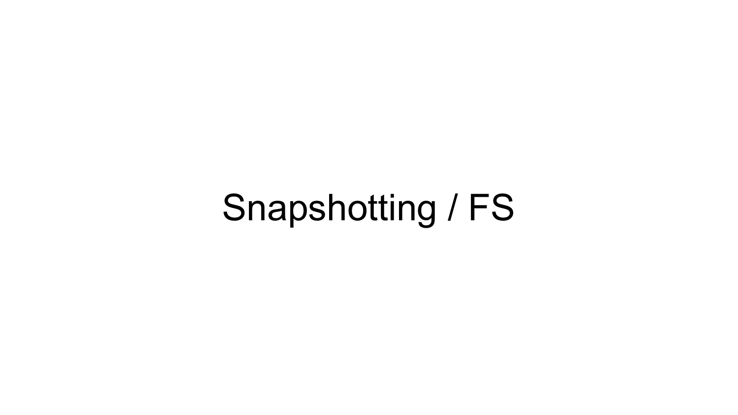# Snapshotting / FS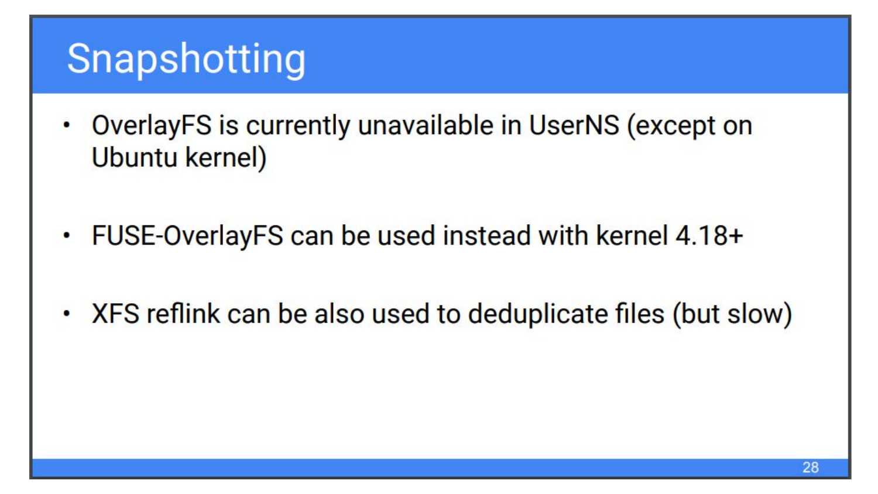# Snapshotting

- OverlayFS is currently unavailable in UserNS (except on Ubuntu kernel)

- FUSE-OverlayFS can be used instead with kernel 4.18+

- XFS reflink can be also used to deduplicate files (but slow)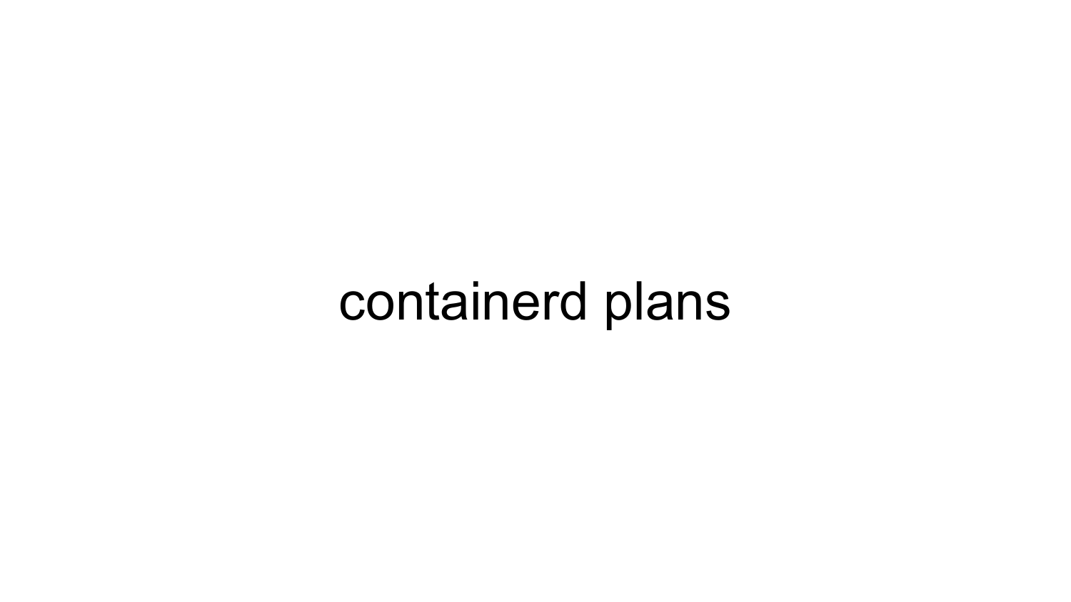# containerd plans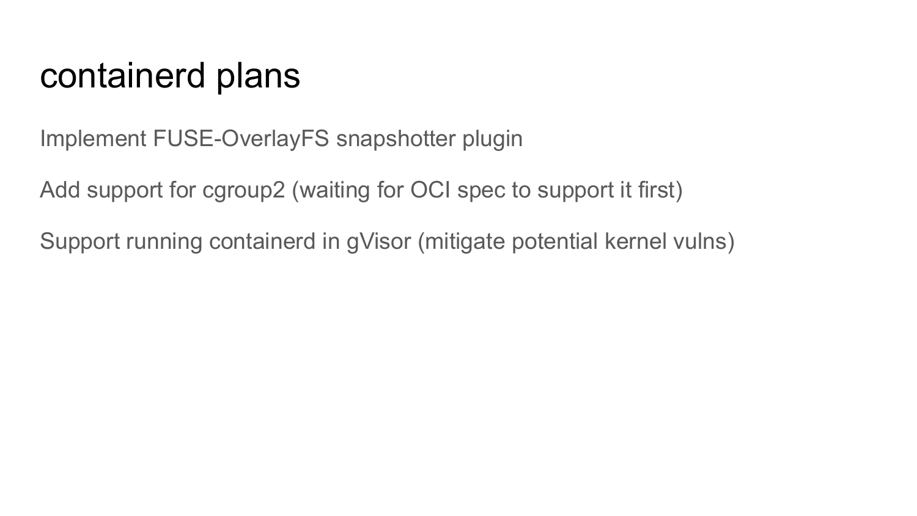# containerd plans

Implement FUSE-OverlayFS snapshotter plugin

Add support for cgroup2 (waiting for OCI spec to support it first)

Support running containerd in gVisor (mitigate potential kernel vulns)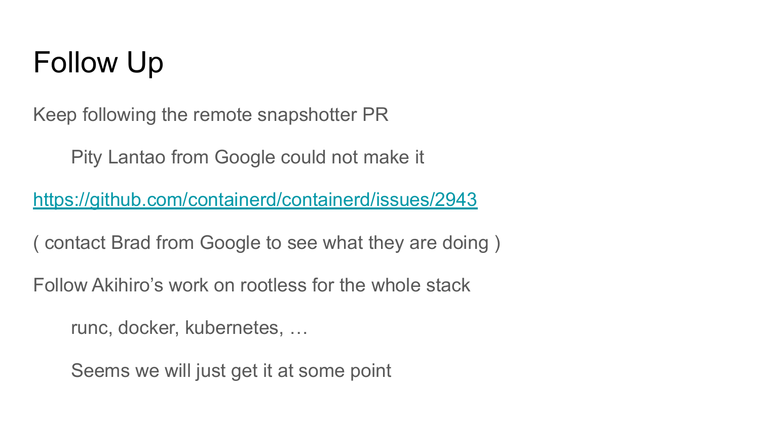# Follow Up

Keep following the remote snapshotter PR

  Pity Lantao from Google could not make it

https://github.com/containerd/containerd/issues/2943

( contact Brad from Google to see what they are doing )

Follow Akihiro's work on rootless for the whole stack

  runc, docker, kubernetes, …

  Seems we will just get it at some point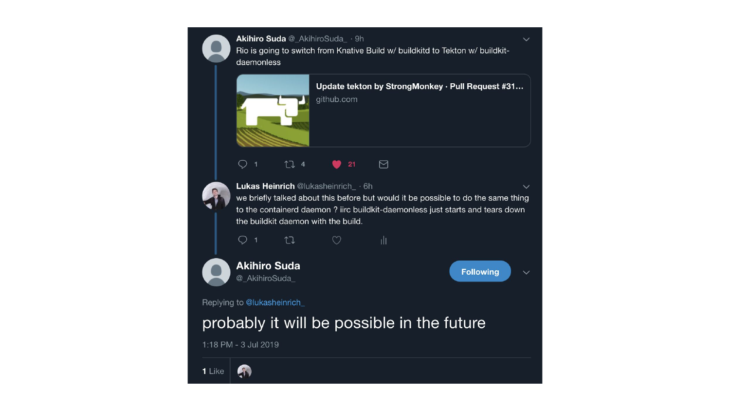**Akihiro Suda** @_AkihiroSuda_ · 9h

Rio is going to switch from Knative Build w/ buildkitd to Tekton w/ buildkit-daemonless

**Update tekton by StrongMonkey · Pull Request #31…**
github.com

1 4 21

**Lukas Heinrich** @lukasheinrich_ · 6h

we briefly talked about this before but would it be possible to do the same thing to the containerd daemon ? iirc buildkit-daemonless just starts and tears down the buildkit daemon with the build.

1

**Akihiro Suda**
@_AkihiroSuda_

Following

Replying to @lukasheinrich_

probably it will be possible in the future

1:18 PM - 3 Jul 2019

**1** Like